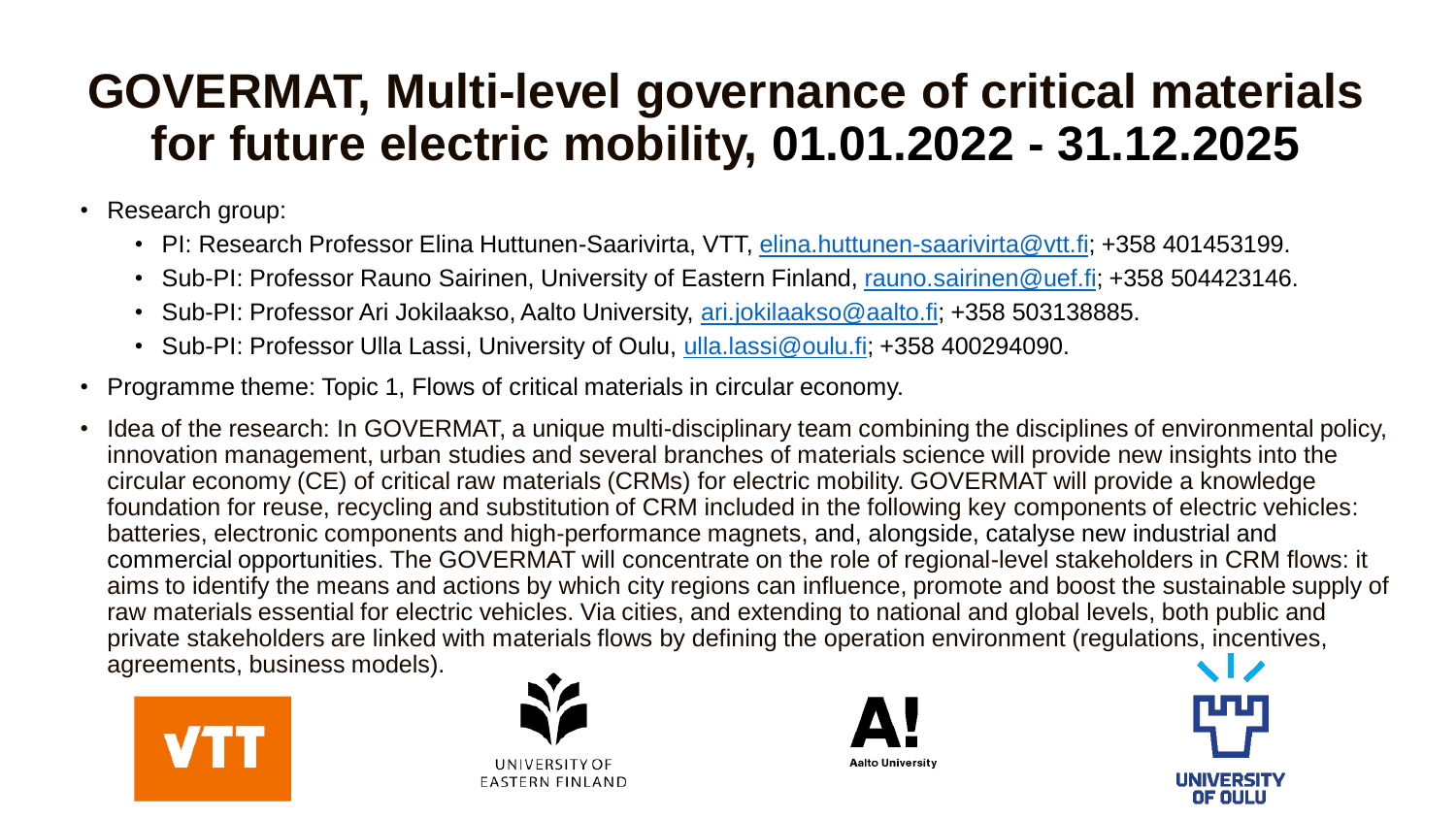# GOVERMAT, Multi-level governance of critical materials for future electric mobility, 01.01.2022 - 31.12.2025

- Research group:
  - PI: Research Professor Elina Huttunen-Saarivirta, VTT, elina.huttunen-saarivirta@vtt.fi; +358 401453199.
  - Sub-PI: Professor Rauno Sairinen, University of Eastern Finland, rauno.sairinen@uef.fi; +358 504423146.
  - Sub-PI: Professor Ari Jokilaakso, Aalto University, ari.jokilaakso@aalto.fi; +358 503138885.
  - Sub-PI: Professor Ulla Lassi, University of Oulu, ulla.lassi@oulu.fi; +358 400294090.
- Programme theme: Topic 1, Flows of critical materials in circular economy.
- Idea of the research: In GOVERMAT, a unique multi-disciplinary team combining the disciplines of environmental policy, innovation management, urban studies and several branches of materials science will provide new insights into the circular economy (CE) of critical raw materials (CRMs) for electric mobility. GOVERMAT will provide a knowledge foundation for reuse, recycling and substitution of CRM included in the following key components of electric vehicles: batteries, electronic components and high-performance magnets, and, alongside, catalyse new industrial and commercial opportunities. The GOVERMAT will concentrate on the role of regional-level stakeholders in CRM flows: it aims to identify the means and actions by which city regions can influence, promote and boost the sustainable supply of raw materials essential for electric vehicles. Via cities, and extending to national and global levels, both public and private stakeholders are linked with materials flows by defining the operation environment (regulations, incentives, agreements, business models).

VTT

UNIVERSITY OF EASTERN FINLAND

Aalto University

UNIVERSITY OF OULU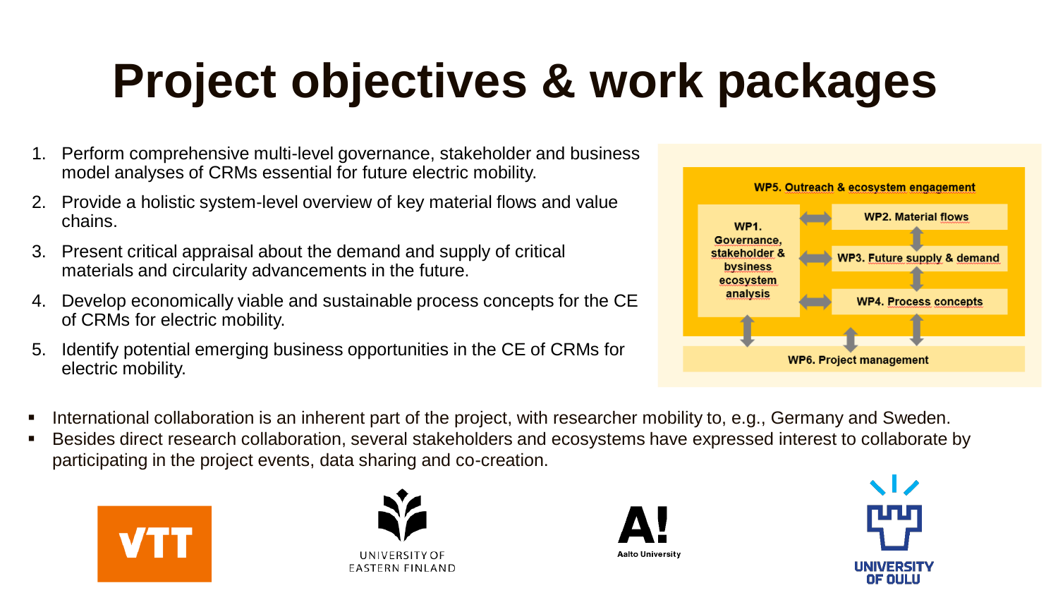# Project objectives & work packages

1. Perform comprehensive multi-level governance, stakeholder and business model analyses of CRMs essential for future electric mobility.
2. Provide a holistic system-level overview of key material flows and value chains.
3. Present critical appraisal about the demand and supply of critical materials and circularity advancements in the future.
4. Develop economically viable and sustainable process concepts for the CE of CRMs for electric mobility.
5. Identify potential emerging business opportunities in the CE of CRMs for electric mobility.

WP5. Outreach & ecosystem engagement

WP1. Governance, stakeholder & business ecosystem analysis

WP2. Material flows

WP3. Future supply & demand

WP4. Process concepts

WP6. Project management

- International collaboration is an inherent part of the project, with researcher mobility to, e.g., Germany and Sweden.
- Besides direct research collaboration, several stakeholders and ecosystems have expressed interest to collaborate by participating in the project events, data sharing and co-creation.

VTT

UNIVERSITY OF EASTERN FINLAND

Aalto University

UNIVERSITY OF OULU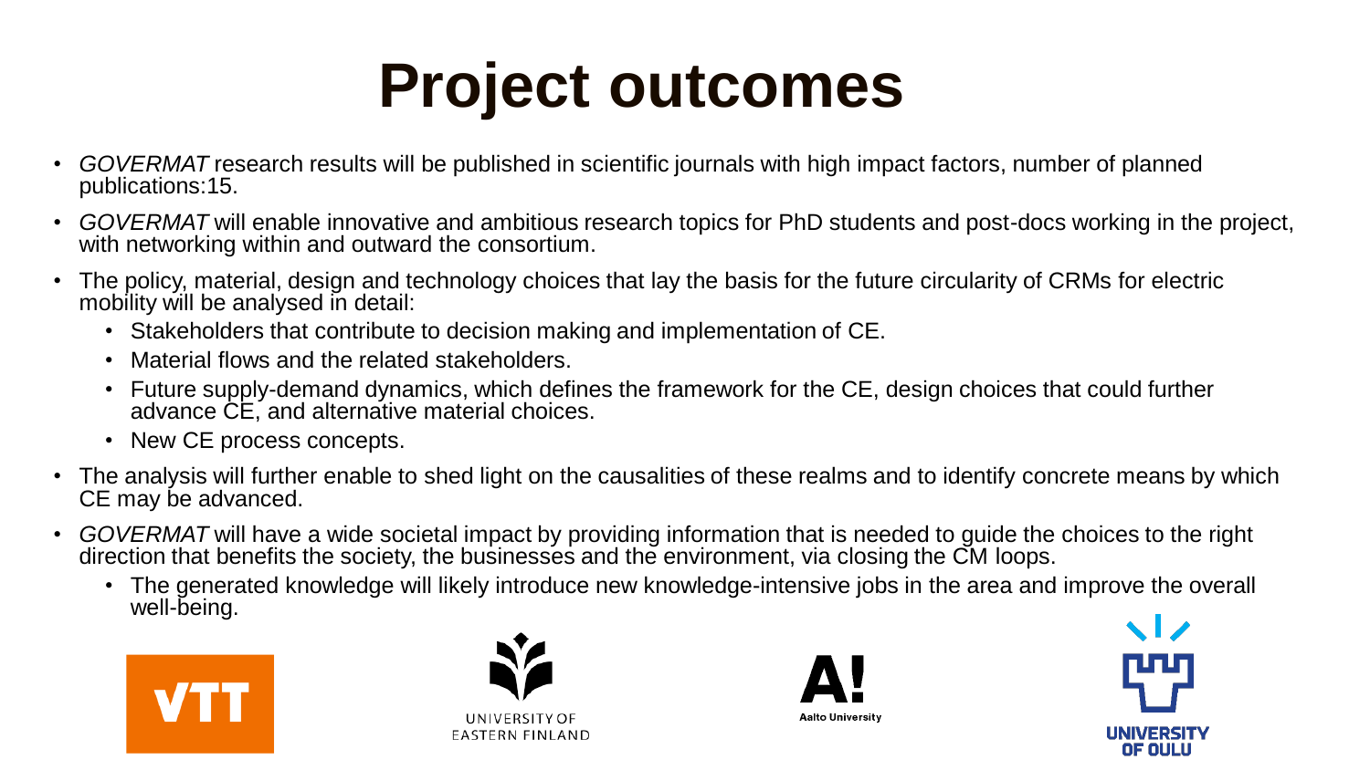# Project outcomes

- *GOVERMAT* research results will be published in scientific journals with high impact factors, number of planned publications:15.
- *GOVERMAT* will enable innovative and ambitious research topics for PhD students and post-docs working in the project, with networking within and outward the consortium.
- The policy, material, design and technology choices that lay the basis for the future circularity of CRMs for electric mobility will be analysed in detail:
  - Stakeholders that contribute to decision making and implementation of CE.
  - Material flows and the related stakeholders.
  - Future supply-demand dynamics, which defines the framework for the CE, design choices that could further advance CE, and alternative material choices.
  - New CE process concepts.
- The analysis will further enable to shed light on the causalities of these realms and to identify concrete means by which CE may be advanced.
- *GOVERMAT* will have a wide societal impact by providing information that is needed to guide the choices to the right direction that benefits the society, the businesses and the environment, via closing the CM loops.
  - The generated knowledge will likely introduce new knowledge-intensive jobs in the area and improve the overall well-being.

VTT

UNIVERSITY OF EASTERN FINLAND

Aalto University

UNIVERSITY OF OULU